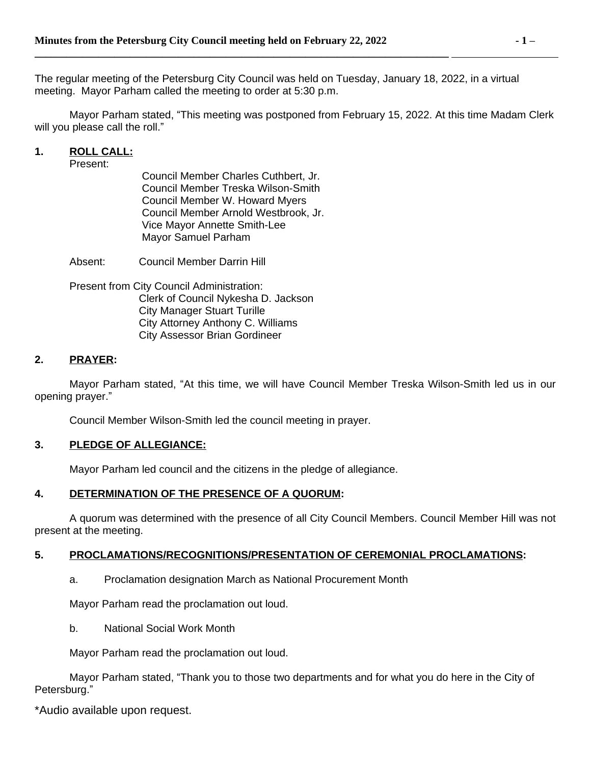The regular meeting of the Petersburg City Council was held on Tuesday, January 18, 2022, in a virtual meeting. Mayor Parham called the meeting to order at 5:30 p.m.

Mayor Parham stated, "This meeting was postponed from February 15, 2022. At this time Madam Clerk will you please call the roll."

**1. ROLL CALL:**

Present:

Council Member Charles Cuthbert, Jr.
Council Member Treska Wilson-Smith
Council Member W. Howard Myers
Council Member Arnold Westbrook, Jr.
Vice Mayor Annette Smith-Lee
Mayor Samuel Parham

Absent: Council Member Darrin Hill

Present from City Council Administration:

Clerk of Council Nykesha D. Jackson
City Manager Stuart Turille
City Attorney Anthony C. Williams
City Assessor Brian Gordineer

**2. PRAYER:**

Mayor Parham stated, "At this time, we will have Council Member Treska Wilson-Smith led us in our opening prayer."

Council Member Wilson-Smith led the council meeting in prayer.

**3. PLEDGE OF ALLEGIANCE:**

Mayor Parham led council and the citizens in the pledge of allegiance.

**4. DETERMINATION OF THE PRESENCE OF A QUORUM:**

A quorum was determined with the presence of all City Council Members. Council Member Hill was not present at the meeting.

**5. PROCLAMATIONS/RECOGNITIONS/PRESENTATION OF CEREMONIAL PROCLAMATIONS:**

a. Proclamation designation March as National Procurement Month

Mayor Parham read the proclamation out loud.

b. National Social Work Month

Mayor Parham read the proclamation out loud.

Mayor Parham stated, "Thank you to those two departments and for what you do here in the City of Petersburg."

*Audio available upon request.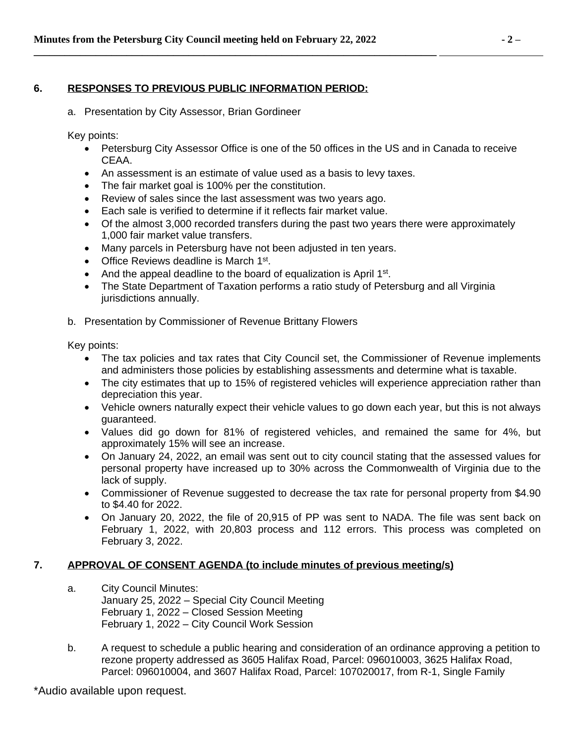**6. RESPONSES TO PREVIOUS PUBLIC INFORMATION PERIOD:**

a. Presentation by City Assessor, Brian Gordineer

Key points:

- Petersburg City Assessor Office is one of the 50 offices in the US and in Canada to receive CEAA.
- An assessment is an estimate of value used as a basis to levy taxes.
- The fair market goal is 100% per the constitution.
- Review of sales since the last assessment was two years ago.
- Each sale is verified to determine if it reflects fair market value.
- Of the almost 3,000 recorded transfers during the past two years there were approximately 1,000 fair market value transfers.
- Many parcels in Petersburg have not been adjusted in ten years.
- Office Reviews deadline is March 1st.
- And the appeal deadline to the board of equalization is April 1st.
- The State Department of Taxation performs a ratio study of Petersburg and all Virginia jurisdictions annually.

b. Presentation by Commissioner of Revenue Brittany Flowers

Key points:

- The tax policies and tax rates that City Council set, the Commissioner of Revenue implements and administers those policies by establishing assessments and determine what is taxable.
- The city estimates that up to 15% of registered vehicles will experience appreciation rather than depreciation this year.
- Vehicle owners naturally expect their vehicle values to go down each year, but this is not always guaranteed.
- Values did go down for 81% of registered vehicles, and remained the same for 4%, but approximately 15% will see an increase.
- On January 24, 2022, an email was sent out to city council stating that the assessed values for personal property have increased up to 30% across the Commonwealth of Virginia due to the lack of supply.
- Commissioner of Revenue suggested to decrease the tax rate for personal property from $4.90 to $4.40 for 2022.
- On January 20, 2022, the file of 20,915 of PP was sent to NADA. The file was sent back on February 1, 2022, with 20,803 process and 112 errors. This process was completed on February 3, 2022.

**7. APPROVAL OF CONSENT AGENDA (to include minutes of previous meeting/s)**

a. City Council Minutes:
January 25, 2022 – Special City Council Meeting
February 1, 2022 – Closed Session Meeting
February 1, 2022 – City Council Work Session

b. A request to schedule a public hearing and consideration of an ordinance approving a petition to rezone property addressed as 3605 Halifax Road, Parcel: 096010003, 3625 Halifax Road, Parcel: 096010004, and 3607 Halifax Road, Parcel: 107020017, from R-1, Single Family

*Audio available upon request.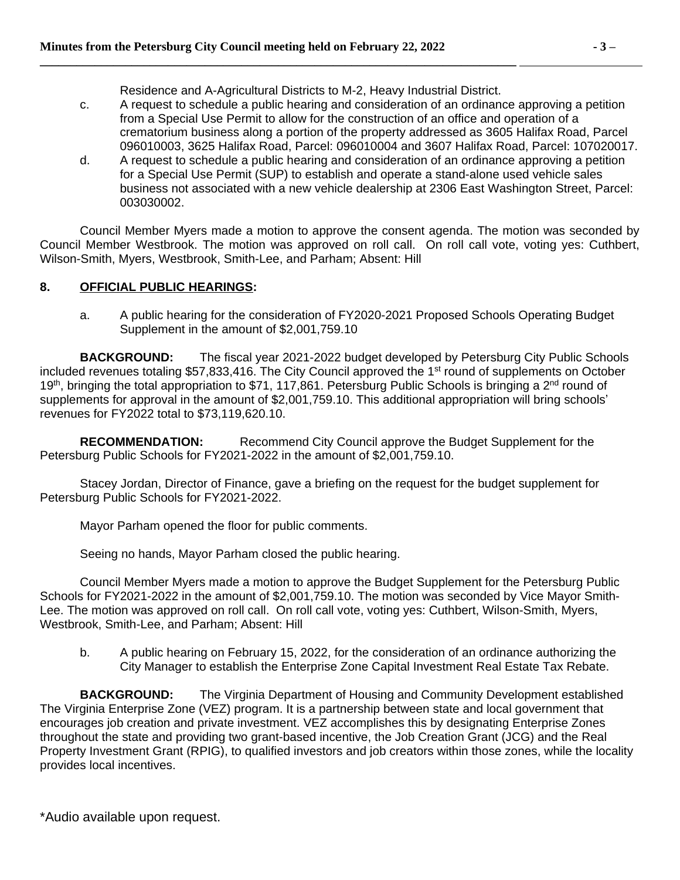Residence and A-Agricultural Districts to M-2, Heavy Industrial District.

c. A request to schedule a public hearing and consideration of an ordinance approving a petition from a Special Use Permit to allow for the construction of an office and operation of a crematorium business along a portion of the property addressed as 3605 Halifax Road, Parcel 096010003, 3625 Halifax Road, Parcel: 096010004 and 3607 Halifax Road, Parcel: 107020017.

d. A request to schedule a public hearing and consideration of an ordinance approving a petition for a Special Use Permit (SUP) to establish and operate a stand-alone used vehicle sales business not associated with a new vehicle dealership at 2306 East Washington Street, Parcel: 003030002.

Council Member Myers made a motion to approve the consent agenda. The motion was seconded by Council Member Westbrook. The motion was approved on roll call. On roll call vote, voting yes: Cuthbert, Wilson-Smith, Myers, Westbrook, Smith-Lee, and Parham; Absent: Hill

## 8. OFFICIAL PUBLIC HEARINGS:

a. A public hearing for the consideration of FY2020-2021 Proposed Schools Operating Budget Supplement in the amount of $2,001,759.10

**BACKGROUND:** The fiscal year 2021-2022 budget developed by Petersburg City Public Schools included revenues totaling $57,833,416. The City Council approved the 1st round of supplements on October 19th, bringing the total appropriation to $71, 117,861. Petersburg Public Schools is bringing a 2nd round of supplements for approval in the amount of $2,001,759.10. This additional appropriation will bring schools' revenues for FY2022 total to $73,119,620.10.

**RECOMMENDATION:** Recommend City Council approve the Budget Supplement for the Petersburg Public Schools for FY2021-2022 in the amount of $2,001,759.10.

Stacey Jordan, Director of Finance, gave a briefing on the request for the budget supplement for Petersburg Public Schools for FY2021-2022.

Mayor Parham opened the floor for public comments.

Seeing no hands, Mayor Parham closed the public hearing.

Council Member Myers made a motion to approve the Budget Supplement for the Petersburg Public Schools for FY2021-2022 in the amount of $2,001,759.10. The motion was seconded by Vice Mayor Smith-Lee. The motion was approved on roll call. On roll call vote, voting yes: Cuthbert, Wilson-Smith, Myers, Westbrook, Smith-Lee, and Parham; Absent: Hill

b. A public hearing on February 15, 2022, for the consideration of an ordinance authorizing the City Manager to establish the Enterprise Zone Capital Investment Real Estate Tax Rebate.

**BACKGROUND:** The Virginia Department of Housing and Community Development established The Virginia Enterprise Zone (VEZ) program. It is a partnership between state and local government that encourages job creation and private investment. VEZ accomplishes this by designating Enterprise Zones throughout the state and providing two grant-based incentive, the Job Creation Grant (JCG) and the Real Property Investment Grant (RPIG), to qualified investors and job creators within those zones, while the locality provides local incentives.

*Audio available upon request.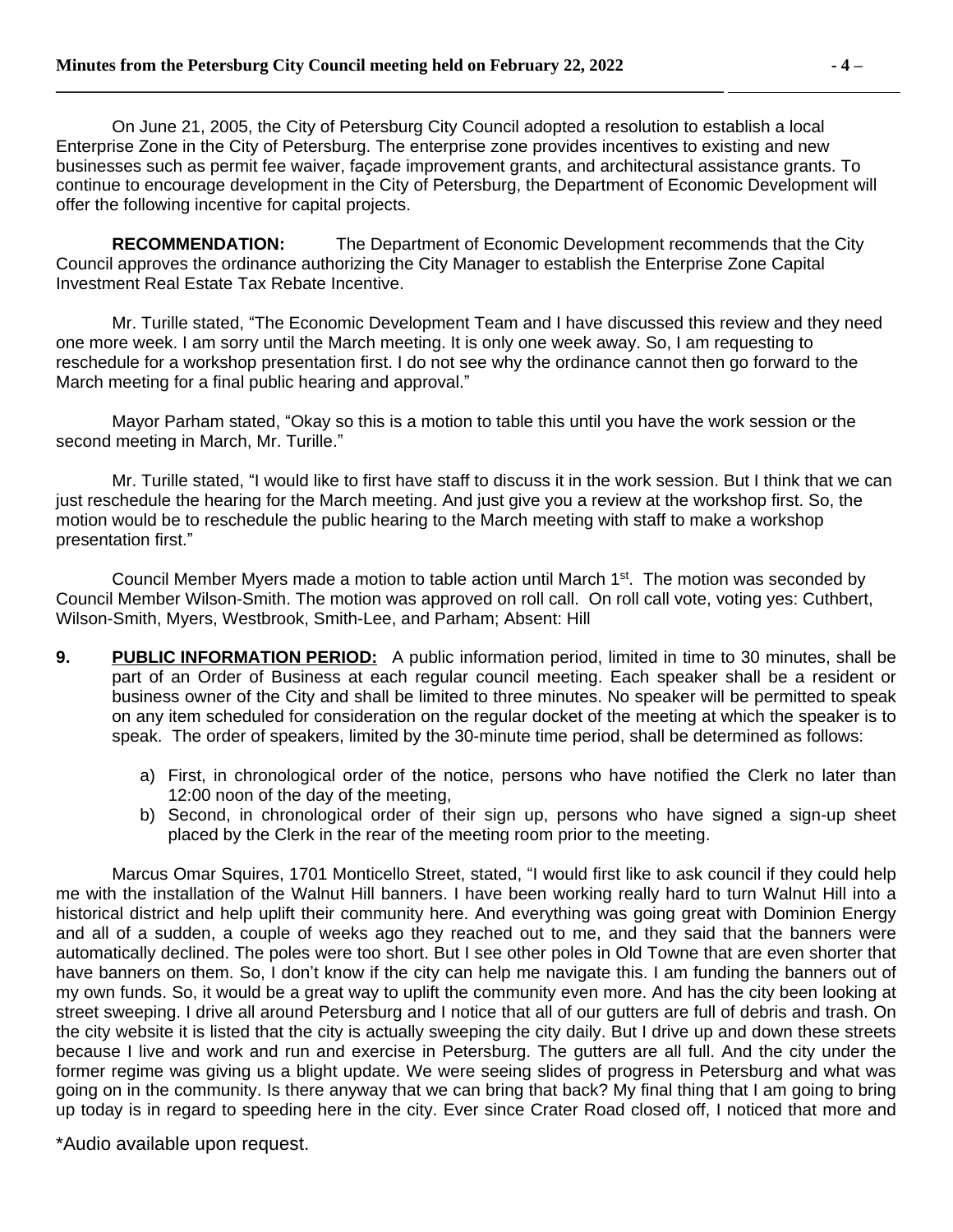On June 21, 2005, the City of Petersburg City Council adopted a resolution to establish a local Enterprise Zone in the City of Petersburg. The enterprise zone provides incentives to existing and new businesses such as permit fee waiver, façade improvement grants, and architectural assistance grants. To continue to encourage development in the City of Petersburg, the Department of Economic Development will offer the following incentive for capital projects.

**RECOMMENDATION:** The Department of Economic Development recommends that the City Council approves the ordinance authorizing the City Manager to establish the Enterprise Zone Capital Investment Real Estate Tax Rebate Incentive.

Mr. Turille stated, "The Economic Development Team and I have discussed this review and they need one more week. I am sorry until the March meeting. It is only one week away. So, I am requesting to reschedule for a workshop presentation first. I do not see why the ordinance cannot then go forward to the March meeting for a final public hearing and approval."

Mayor Parham stated, "Okay so this is a motion to table this until you have the work session or the second meeting in March, Mr. Turille."

Mr. Turille stated, "I would like to first have staff to discuss it in the work session. But I think that we can just reschedule the hearing for the March meeting. And just give you a review at the workshop first. So, the motion would be to reschedule the public hearing to the March meeting with staff to make a workshop presentation first."

Council Member Myers made a motion to table action until March 1st. The motion was seconded by Council Member Wilson-Smith. The motion was approved on roll call. On roll call vote, voting yes: Cuthbert, Wilson-Smith, Myers, Westbrook, Smith-Lee, and Parham; Absent: Hill

**9. PUBLIC INFORMATION PERIOD:** A public information period, limited in time to 30 minutes, shall be part of an Order of Business at each regular council meeting. Each speaker shall be a resident or business owner of the City and shall be limited to three minutes. No speaker will be permitted to speak on any item scheduled for consideration on the regular docket of the meeting at which the speaker is to speak. The order of speakers, limited by the 30-minute time period, shall be determined as follows:

a) First, in chronological order of the notice, persons who have notified the Clerk no later than 12:00 noon of the day of the meeting,
b) Second, in chronological order of their sign up, persons who have signed a sign-up sheet placed by the Clerk in the rear of the meeting room prior to the meeting.

Marcus Omar Squires, 1701 Monticello Street, stated, "I would first like to ask council if they could help me with the installation of the Walnut Hill banners. I have been working really hard to turn Walnut Hill into a historical district and help uplift their community here. And everything was going great with Dominion Energy and all of a sudden, a couple of weeks ago they reached out to me, and they said that the banners were automatically declined. The poles were too short. But I see other poles in Old Towne that are even shorter that have banners on them. So, I don't know if the city can help me navigate this. I am funding the banners out of my own funds. So, it would be a great way to uplift the community even more. And has the city been looking at street sweeping. I drive all around Petersburg and I notice that all of our gutters are full of debris and trash. On the city website it is listed that the city is actually sweeping the city daily. But I drive up and down these streets because I live and work and run and exercise in Petersburg. The gutters are all full. And the city under the former regime was giving us a blight update. We were seeing slides of progress in Petersburg and what was going on in the community. Is there anyway that we can bring that back? My final thing that I am going to bring up today is in regard to speeding here in the city. Ever since Crater Road closed off, I noticed that more and

*Audio available upon request.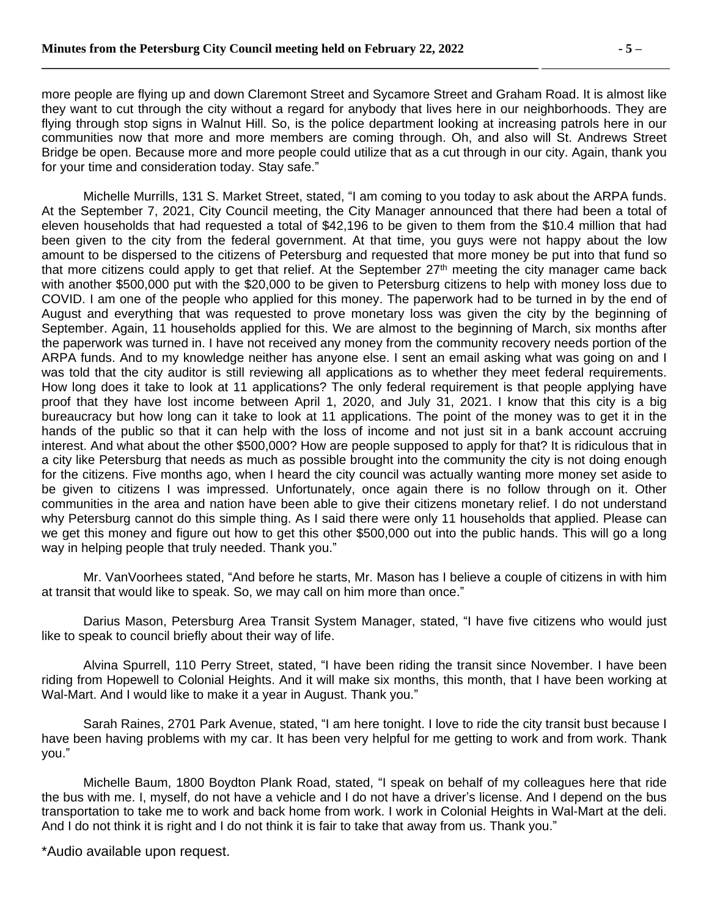more people are flying up and down Claremont Street and Sycamore Street and Graham Road. It is almost like they want to cut through the city without a regard for anybody that lives here in our neighborhoods. They are flying through stop signs in Walnut Hill. So, is the police department looking at increasing patrols here in our communities now that more and more members are coming through. Oh, and also will St. Andrews Street Bridge be open. Because more and more people could utilize that as a cut through in our city. Again, thank you for your time and consideration today. Stay safe."

Michelle Murrills, 131 S. Market Street, stated, "I am coming to you today to ask about the ARPA funds. At the September 7, 2021, City Council meeting, the City Manager announced that there had been a total of eleven households that had requested a total of $42,196 to be given to them from the $10.4 million that had been given to the city from the federal government. At that time, you guys were not happy about the low amount to be dispersed to the citizens of Petersburg and requested that more money be put into that fund so that more citizens could apply to get that relief. At the September 27th meeting the city manager came back with another $500,000 put with the $20,000 to be given to Petersburg citizens to help with money loss due to COVID. I am one of the people who applied for this money. The paperwork had to be turned in by the end of August and everything that was requested to prove monetary loss was given the city by the beginning of September. Again, 11 households applied for this. We are almost to the beginning of March, six months after the paperwork was turned in. I have not received any money from the community recovery needs portion of the ARPA funds. And to my knowledge neither has anyone else. I sent an email asking what was going on and I was told that the city auditor is still reviewing all applications as to whether they meet federal requirements. How long does it take to look at 11 applications? The only federal requirement is that people applying have proof that they have lost income between April 1, 2020, and July 31, 2021. I know that this city is a big bureaucracy but how long can it take to look at 11 applications. The point of the money was to get it in the hands of the public so that it can help with the loss of income and not just sit in a bank account accruing interest. And what about the other $500,000? How are people supposed to apply for that? It is ridiculous that in a city like Petersburg that needs as much as possible brought into the community the city is not doing enough for the citizens. Five months ago, when I heard the city council was actually wanting more money set aside to be given to citizens I was impressed. Unfortunately, once again there is no follow through on it. Other communities in the area and nation have been able to give their citizens monetary relief. I do not understand why Petersburg cannot do this simple thing. As I said there were only 11 households that applied. Please can we get this money and figure out how to get this other $500,000 out into the public hands. This will go a long way in helping people that truly needed. Thank you."

Mr. VanVoorhees stated, "And before he starts, Mr. Mason has I believe a couple of citizens in with him at transit that would like to speak. So, we may call on him more than once."

Darius Mason, Petersburg Area Transit System Manager, stated, "I have five citizens who would just like to speak to council briefly about their way of life.

Alvina Spurrell, 110 Perry Street, stated, "I have been riding the transit since November. I have been riding from Hopewell to Colonial Heights. And it will make six months, this month, that I have been working at Wal-Mart. And I would like to make it a year in August. Thank you."

Sarah Raines, 2701 Park Avenue, stated, "I am here tonight. I love to ride the city transit bust because I have been having problems with my car. It has been very helpful for me getting to work and from work. Thank you."

Michelle Baum, 1800 Boydton Plank Road, stated, "I speak on behalf of my colleagues here that ride the bus with me. I, myself, do not have a vehicle and I do not have a driver's license. And I depend on the bus transportation to take me to work and back home from work. I work in Colonial Heights in Wal-Mart at the deli. And I do not think it is right and I do not think it is fair to take that away from us. Thank you."

*Audio available upon request.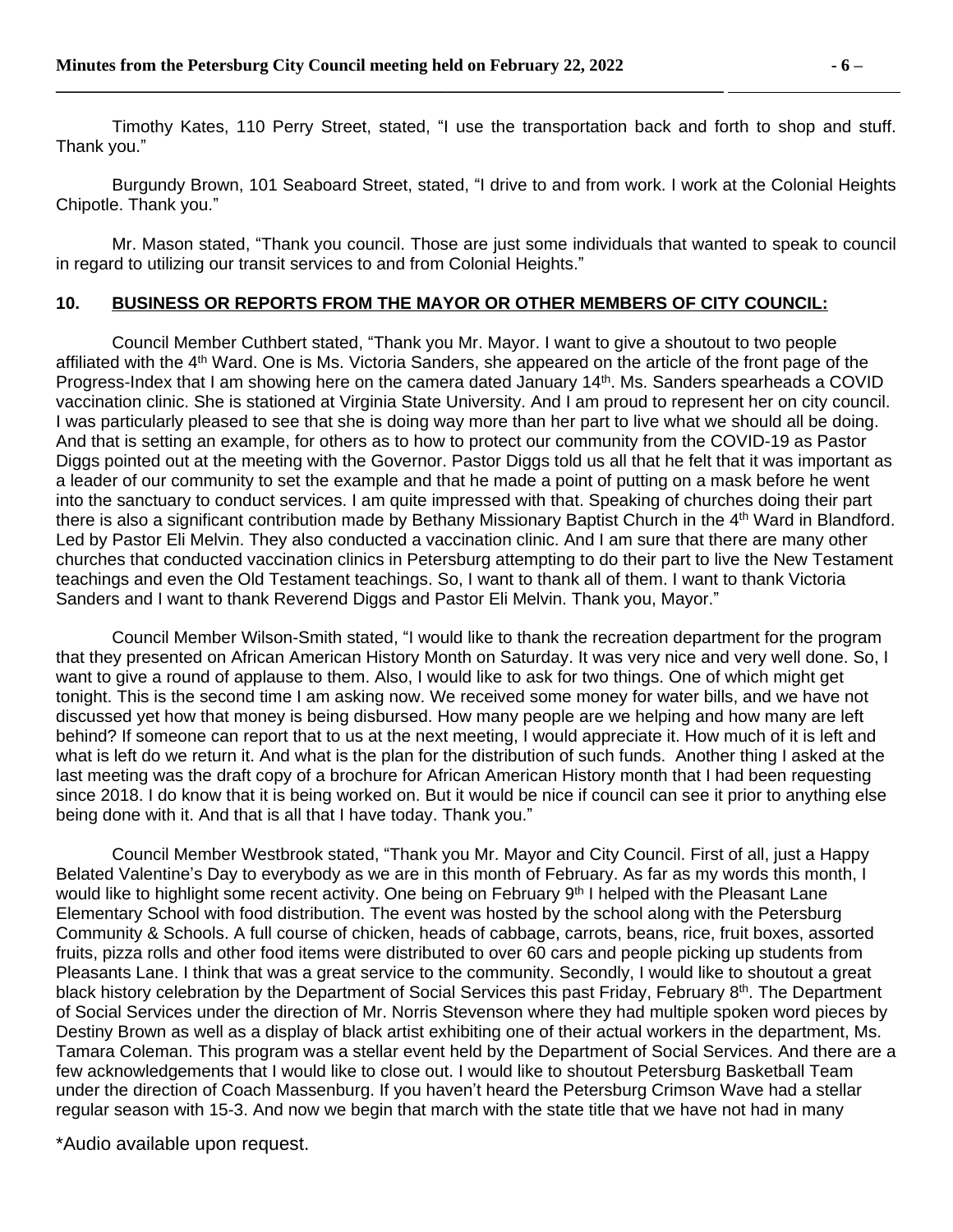Timothy Kates, 110 Perry Street, stated, "I use the transportation back and forth to shop and stuff. Thank you."

Burgundy Brown, 101 Seaboard Street, stated, "I drive to and from work. I work at the Colonial Heights Chipotle. Thank you."

Mr. Mason stated, "Thank you council. Those are just some individuals that wanted to speak to council in regard to utilizing our transit services to and from Colonial Heights."

## 10. BUSINESS OR REPORTS FROM THE MAYOR OR OTHER MEMBERS OF CITY COUNCIL:

Council Member Cuthbert stated, "Thank you Mr. Mayor. I want to give a shoutout to two people affiliated with the 4th Ward. One is Ms. Victoria Sanders, she appeared on the article of the front page of the Progress-Index that I am showing here on the camera dated January 14th. Ms. Sanders spearheads a COVID vaccination clinic. She is stationed at Virginia State University. And I am proud to represent her on city council. I was particularly pleased to see that she is doing way more than her part to live what we should all be doing. And that is setting an example, for others as to how to protect our community from the COVID-19 as Pastor Diggs pointed out at the meeting with the Governor. Pastor Diggs told us all that he felt that it was important as a leader of our community to set the example and that he made a point of putting on a mask before he went into the sanctuary to conduct services. I am quite impressed with that. Speaking of churches doing their part there is also a significant contribution made by Bethany Missionary Baptist Church in the 4th Ward in Blandford. Led by Pastor Eli Melvin. They also conducted a vaccination clinic. And I am sure that there are many other churches that conducted vaccination clinics in Petersburg attempting to do their part to live the New Testament teachings and even the Old Testament teachings. So, I want to thank all of them. I want to thank Victoria Sanders and I want to thank Reverend Diggs and Pastor Eli Melvin. Thank you, Mayor."

Council Member Wilson-Smith stated, "I would like to thank the recreation department for the program that they presented on African American History Month on Saturday. It was very nice and very well done. So, I want to give a round of applause to them. Also, I would like to ask for two things. One of which might get tonight. This is the second time I am asking now. We received some money for water bills, and we have not discussed yet how that money is being disbursed. How many people are we helping and how many are left behind? If someone can report that to us at the next meeting, I would appreciate it. How much of it is left and what is left do we return it. And what is the plan for the distribution of such funds. Another thing I asked at the last meeting was the draft copy of a brochure for African American History month that I had been requesting since 2018. I do know that it is being worked on. But it would be nice if council can see it prior to anything else being done with it. And that is all that I have today. Thank you."

Council Member Westbrook stated, "Thank you Mr. Mayor and City Council. First of all, just a Happy Belated Valentine's Day to everybody as we are in this month of February. As far as my words this month, I would like to highlight some recent activity. One being on February 9th I helped with the Pleasant Lane Elementary School with food distribution. The event was hosted by the school along with the Petersburg Community & Schools. A full course of chicken, heads of cabbage, carrots, beans, rice, fruit boxes, assorted fruits, pizza rolls and other food items were distributed to over 60 cars and people picking up students from Pleasants Lane. I think that was a great service to the community. Secondly, I would like to shoutout a great black history celebration by the Department of Social Services this past Friday, February 8th. The Department of Social Services under the direction of Mr. Norris Stevenson where they had multiple spoken word pieces by Destiny Brown as well as a display of black artist exhibiting one of their actual workers in the department, Ms. Tamara Coleman. This program was a stellar event held by the Department of Social Services. And there are a few acknowledgements that I would like to close out. I would like to shoutout Petersburg Basketball Team under the direction of Coach Massenburg. If you haven't heard the Petersburg Crimson Wave had a stellar regular season with 15-3. And now we begin that march with the state title that we have not had in many

*Audio available upon request.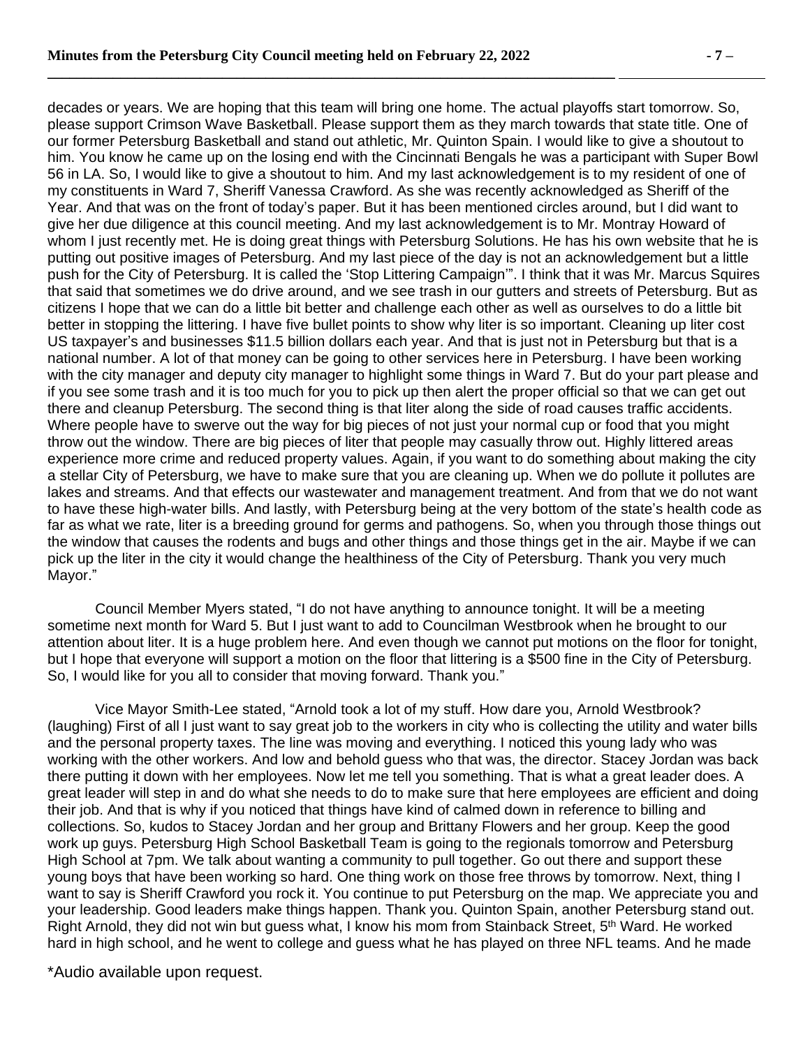decades or years. We are hoping that this team will bring one home. The actual playoffs start tomorrow. So, please support Crimson Wave Basketball. Please support them as they march towards that state title. One of our former Petersburg Basketball and stand out athletic, Mr. Quinton Spain. I would like to give a shoutout to him. You know he came up on the losing end with the Cincinnati Bengals he was a participant with Super Bowl 56 in LA. So, I would like to give a shoutout to him. And my last acknowledgement is to my resident of one of my constituents in Ward 7, Sheriff Vanessa Crawford. As she was recently acknowledged as Sheriff of the Year. And that was on the front of today's paper. But it has been mentioned circles around, but I did want to give her due diligence at this council meeting. And my last acknowledgement is to Mr. Montray Howard of whom I just recently met. He is doing great things with Petersburg Solutions. He has his own website that he is putting out positive images of Petersburg. And my last piece of the day is not an acknowledgement but a little push for the City of Petersburg. It is called the 'Stop Littering Campaign'". I think that it was Mr. Marcus Squires that said that sometimes we do drive around, and we see trash in our gutters and streets of Petersburg. But as citizens I hope that we can do a little bit better and challenge each other as well as ourselves to do a little bit better in stopping the littering. I have five bullet points to show why liter is so important. Cleaning up liter cost US taxpayer's and businesses $11.5 billion dollars each year. And that is just not in Petersburg but that is a national number. A lot of that money can be going to other services here in Petersburg. I have been working with the city manager and deputy city manager to highlight some things in Ward 7. But do your part please and if you see some trash and it is too much for you to pick up then alert the proper official so that we can get out there and cleanup Petersburg. The second thing is that liter along the side of road causes traffic accidents. Where people have to swerve out the way for big pieces of not just your normal cup or food that you might throw out the window. There are big pieces of liter that people may casually throw out. Highly littered areas experience more crime and reduced property values. Again, if you want to do something about making the city a stellar City of Petersburg, we have to make sure that you are cleaning up. When we do pollute it pollutes are lakes and streams. And that effects our wastewater and management treatment. And from that we do not want to have these high-water bills. And lastly, with Petersburg being at the very bottom of the state's health code as far as what we rate, liter is a breeding ground for germs and pathogens. So, when you through those things out the window that causes the rodents and bugs and other things and those things get in the air. Maybe if we can pick up the liter in the city it would change the healthiness of the City of Petersburg. Thank you very much Mayor."

Council Member Myers stated, "I do not have anything to announce tonight. It will be a meeting sometime next month for Ward 5. But I just want to add to Councilman Westbrook when he brought to our attention about liter. It is a huge problem here. And even though we cannot put motions on the floor for tonight, but I hope that everyone will support a motion on the floor that littering is a $500 fine in the City of Petersburg. So, I would like for you all to consider that moving forward. Thank you."

Vice Mayor Smith-Lee stated, "Arnold took a lot of my stuff. How dare you, Arnold Westbrook? (laughing) First of all I just want to say great job to the workers in city who is collecting the utility and water bills and the personal property taxes. The line was moving and everything. I noticed this young lady who was working with the other workers. And low and behold guess who that was, the director. Stacey Jordan was back there putting it down with her employees. Now let me tell you something. That is what a great leader does. A great leader will step in and do what she needs to do to make sure that here employees are efficient and doing their job. And that is why if you noticed that things have kind of calmed down in reference to billing and collections. So, kudos to Stacey Jordan and her group and Brittany Flowers and her group. Keep the good work up guys. Petersburg High School Basketball Team is going to the regionals tomorrow and Petersburg High School at 7pm. We talk about wanting a community to pull together. Go out there and support these young boys that have been working so hard. One thing work on those free throws by tomorrow. Next, thing I want to say is Sheriff Crawford you rock it. You continue to put Petersburg on the map. We appreciate you and your leadership. Good leaders make things happen. Thank you. Quinton Spain, another Petersburg stand out. Right Arnold, they did not win but guess what, I know his mom from Stainback Street, 5th Ward. He worked hard in high school, and he went to college and guess what he has played on three NFL teams. And he made

\*Audio available upon request.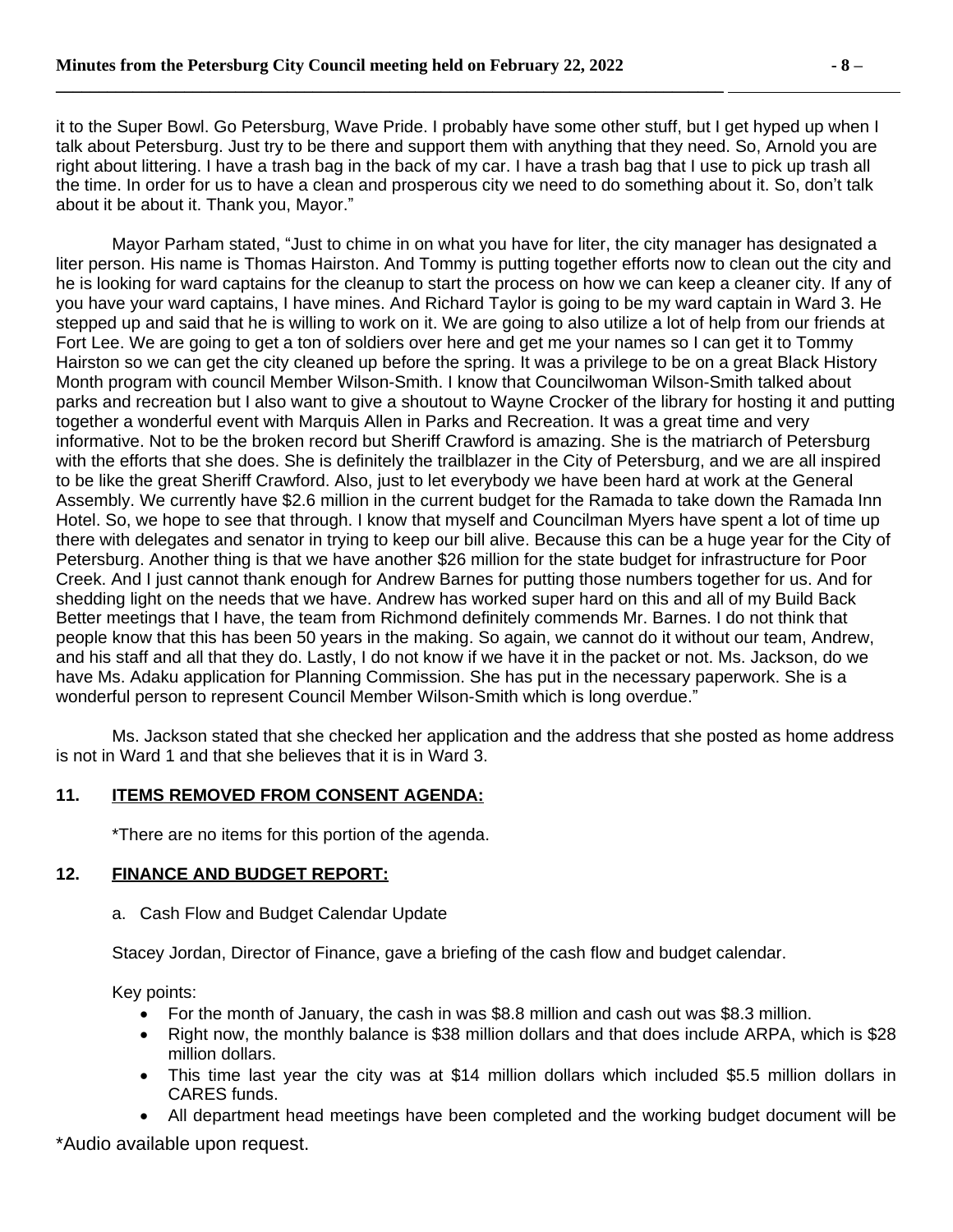it to the Super Bowl. Go Petersburg, Wave Pride. I probably have some other stuff, but I get hyped up when I talk about Petersburg. Just try to be there and support them with anything that they need. So, Arnold you are right about littering. I have a trash bag in the back of my car. I have a trash bag that I use to pick up trash all the time. In order for us to have a clean and prosperous city we need to do something about it. So, don't talk about it be about it. Thank you, Mayor."

Mayor Parham stated, "Just to chime in on what you have for liter, the city manager has designated a liter person. His name is Thomas Hairston. And Tommy is putting together efforts now to clean out the city and he is looking for ward captains for the cleanup to start the process on how we can keep a cleaner city. If any of you have your ward captains, I have mines. And Richard Taylor is going to be my ward captain in Ward 3. He stepped up and said that he is willing to work on it. We are going to also utilize a lot of help from our friends at Fort Lee. We are going to get a ton of soldiers over here and get me your names so I can get it to Tommy Hairston so we can get the city cleaned up before the spring. It was a privilege to be on a great Black History Month program with council Member Wilson-Smith. I know that Councilwoman Wilson-Smith talked about parks and recreation but I also want to give a shoutout to Wayne Crocker of the library for hosting it and putting together a wonderful event with Marquis Allen in Parks and Recreation. It was a great time and very informative. Not to be the broken record but Sheriff Crawford is amazing. She is the matriarch of Petersburg with the efforts that she does. She is definitely the trailblazer in the City of Petersburg, and we are all inspired to be like the great Sheriff Crawford. Also, just to let everybody we have been hard at work at the General Assembly. We currently have $2.6 million in the current budget for the Ramada to take down the Ramada Inn Hotel. So, we hope to see that through. I know that myself and Councilman Myers have spent a lot of time up there with delegates and senator in trying to keep our bill alive. Because this can be a huge year for the City of Petersburg. Another thing is that we have another $26 million for the state budget for infrastructure for Poor Creek. And I just cannot thank enough for Andrew Barnes for putting those numbers together for us. And for shedding light on the needs that we have. Andrew has worked super hard on this and all of my Build Back Better meetings that I have, the team from Richmond definitely commends Mr. Barnes. I do not think that people know that this has been 50 years in the making. So again, we cannot do it without our team, Andrew, and his staff and all that they do. Lastly, I do not know if we have it in the packet or not. Ms. Jackson, do we have Ms. Adaku application for Planning Commission. She has put in the necessary paperwork. She is a wonderful person to represent Council Member Wilson-Smith which is long overdue."

Ms. Jackson stated that she checked her application and the address that she posted as home address is not in Ward 1 and that she believes that it is in Ward 3.

## 11. ITEMS REMOVED FROM CONSENT AGENDA:

*There are no items for this portion of the agenda.

## 12. FINANCE AND BUDGET REPORT:

a. Cash Flow and Budget Calendar Update

Stacey Jordan, Director of Finance, gave a briefing of the cash flow and budget calendar.

Key points:

- For the month of January, the cash in was $8.8 million and cash out was $8.3 million.
- Right now, the monthly balance is $38 million dollars and that does include ARPA, which is $28 million dollars.
- This time last year the city was at $14 million dollars which included $5.5 million dollars in CARES funds.
- All department head meetings have been completed and the working budget document will be

*Audio available upon request.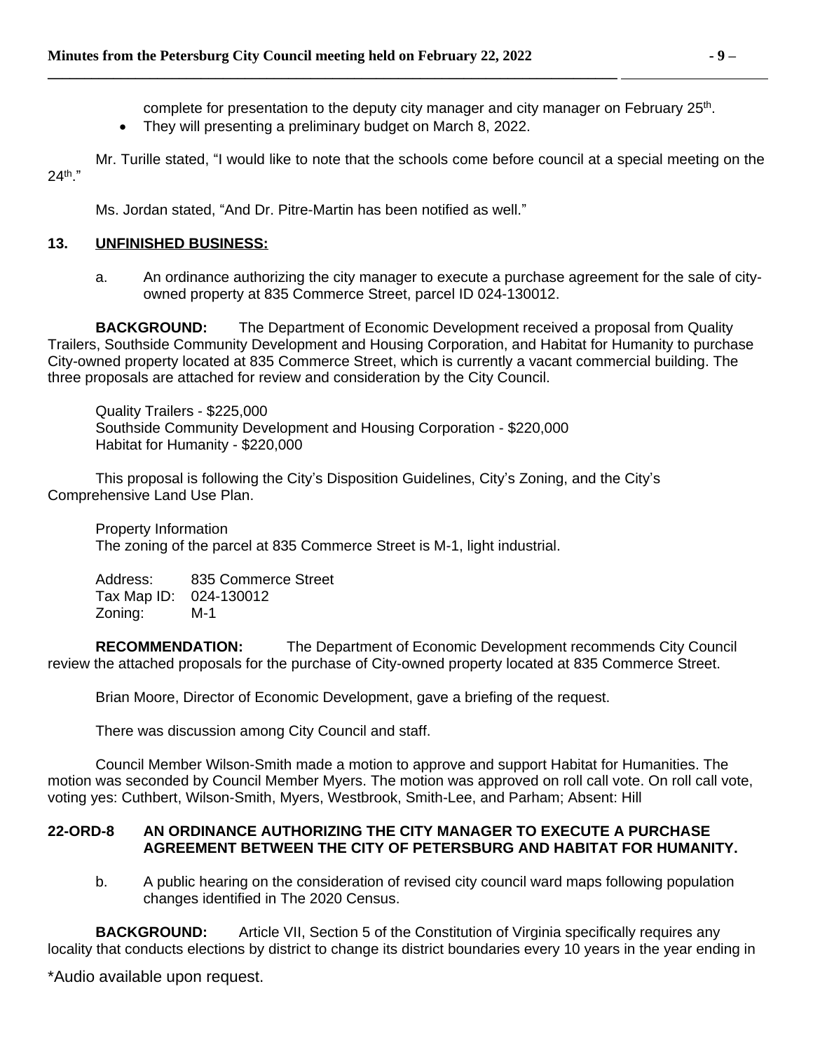complete for presentation to the deputy city manager and city manager on February 25th.

- They will presenting a preliminary budget on March 8, 2022.

Mr. Turille stated, "I would like to note that the schools come before council at a special meeting on the 24th."

Ms. Jordan stated, "And Dr. Pitre-Martin has been notified as well."

**13. UNFINISHED BUSINESS:**

a. An ordinance authorizing the city manager to execute a purchase agreement for the sale of city-owned property at 835 Commerce Street, parcel ID 024-130012.

**BACKGROUND:** The Department of Economic Development received a proposal from Quality Trailers, Southside Community Development and Housing Corporation, and Habitat for Humanity to purchase City-owned property located at 835 Commerce Street, which is currently a vacant commercial building. The three proposals are attached for review and consideration by the City Council.

Quality Trailers - $225,000
Southside Community Development and Housing Corporation - $220,000
Habitat for Humanity - $220,000

This proposal is following the City's Disposition Guidelines, City's Zoning, and the City's Comprehensive Land Use Plan.

Property Information
The zoning of the parcel at 835 Commerce Street is M-1, light industrial.

Address: 835 Commerce Street
Tax Map ID: 024-130012
Zoning: M-1

**RECOMMENDATION:** The Department of Economic Development recommends City Council review the attached proposals for the purchase of City-owned property located at 835 Commerce Street.

Brian Moore, Director of Economic Development, gave a briefing of the request.

There was discussion among City Council and staff.

Council Member Wilson-Smith made a motion to approve and support Habitat for Humanities. The motion was seconded by Council Member Myers. The motion was approved on roll call vote. On roll call vote, voting yes: Cuthbert, Wilson-Smith, Myers, Westbrook, Smith-Lee, and Parham; Absent: Hill

**22-ORD-8 AN ORDINANCE AUTHORIZING THE CITY MANAGER TO EXECUTE A PURCHASE AGREEMENT BETWEEN THE CITY OF PETERSBURG AND HABITAT FOR HUMANITY.**

b. A public hearing on the consideration of revised city council ward maps following population changes identified in The 2020 Census.

**BACKGROUND:** Article VII, Section 5 of the Constitution of Virginia specifically requires any locality that conducts elections by district to change its district boundaries every 10 years in the year ending in

\*Audio available upon request.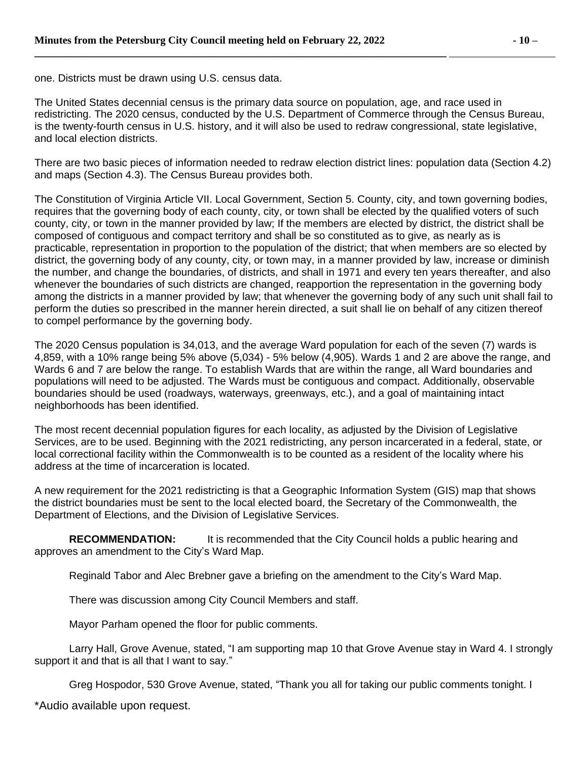one. Districts must be drawn using U.S. census data.

The United States decennial census is the primary data source on population, age, and race used in redistricting. The 2020 census, conducted by the U.S. Department of Commerce through the Census Bureau, is the twenty-fourth census in U.S. history, and it will also be used to redraw congressional, state legislative, and local election districts.

There are two basic pieces of information needed to redraw election district lines: population data (Section 4.2) and maps (Section 4.3). The Census Bureau provides both.

The Constitution of Virginia Article VII. Local Government, Section 5. County, city, and town governing bodies, requires that the governing body of each county, city, or town shall be elected by the qualified voters of such county, city, or town in the manner provided by law; If the members are elected by district, the district shall be composed of contiguous and compact territory and shall be so constituted as to give, as nearly as is practicable, representation in proportion to the population of the district; that when members are so elected by district, the governing body of any county, city, or town may, in a manner provided by law, increase or diminish the number, and change the boundaries, of districts, and shall in 1971 and every ten years thereafter, and also whenever the boundaries of such districts are changed, reapportion the representation in the governing body among the districts in a manner provided by law; that whenever the governing body of any such unit shall fail to perform the duties so prescribed in the manner herein directed, a suit shall lie on behalf of any citizen thereof to compel performance by the governing body.

The 2020 Census population is 34,013, and the average Ward population for each of the seven (7) wards is 4,859, with a 10% range being 5% above (5,034) - 5% below (4,905). Wards 1 and 2 are above the range, and Wards 6 and 7 are below the range. To establish Wards that are within the range, all Ward boundaries and populations will need to be adjusted. The Wards must be contiguous and compact. Additionally, observable boundaries should be used (roadways, waterways, greenways, etc.), and a goal of maintaining intact neighborhoods has been identified.

The most recent decennial population figures for each locality, as adjusted by the Division of Legislative Services, are to be used. Beginning with the 2021 redistricting, any person incarcerated in a federal, state, or local correctional facility within the Commonwealth is to be counted as a resident of the locality where his address at the time of incarceration is located.

A new requirement for the 2021 redistricting is that a Geographic Information System (GIS) map that shows the district boundaries must be sent to the local elected board, the Secretary of the Commonwealth, the Department of Elections, and the Division of Legislative Services.

**RECOMMENDATION:** It is recommended that the City Council holds a public hearing and approves an amendment to the City's Ward Map.

Reginald Tabor and Alec Brebner gave a briefing on the amendment to the City's Ward Map.

There was discussion among City Council Members and staff.

Mayor Parham opened the floor for public comments.

Larry Hall, Grove Avenue, stated, "I am supporting map 10 that Grove Avenue stay in Ward 4. I strongly support it and that is all that I want to say."

Greg Hospodor, 530 Grove Avenue, stated, "Thank you all for taking our public comments tonight. I

\*Audio available upon request.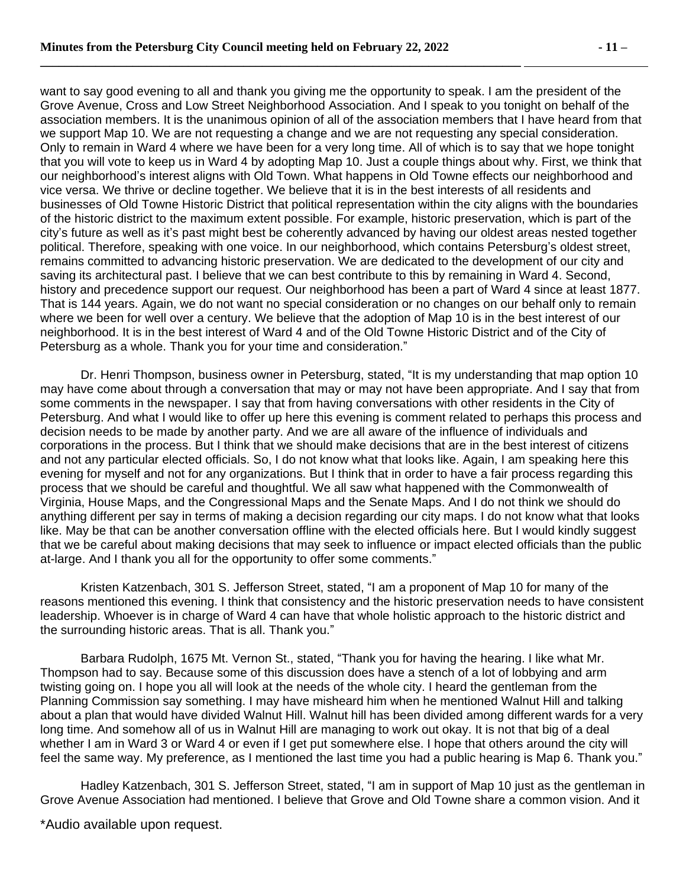want to say good evening to all and thank you giving me the opportunity to speak. I am the president of the Grove Avenue, Cross and Low Street Neighborhood Association. And I speak to you tonight on behalf of the association members. It is the unanimous opinion of all of the association members that I have heard from that we support Map 10. We are not requesting a change and we are not requesting any special consideration. Only to remain in Ward 4 where we have been for a very long time. All of which is to say that we hope tonight that you will vote to keep us in Ward 4 by adopting Map 10. Just a couple things about why. First, we think that our neighborhood's interest aligns with Old Town. What happens in Old Towne effects our neighborhood and vice versa. We thrive or decline together. We believe that it is in the best interests of all residents and businesses of Old Towne Historic District that political representation within the city aligns with the boundaries of the historic district to the maximum extent possible. For example, historic preservation, which is part of the city's future as well as it's past might best be coherently advanced by having our oldest areas nested together political. Therefore, speaking with one voice. In our neighborhood, which contains Petersburg's oldest street, remains committed to advancing historic preservation. We are dedicated to the development of our city and saving its architectural past. I believe that we can best contribute to this by remaining in Ward 4. Second, history and precedence support our request. Our neighborhood has been a part of Ward 4 since at least 1877. That is 144 years. Again, we do not want no special consideration or no changes on our behalf only to remain where we been for well over a century. We believe that the adoption of Map 10 is in the best interest of our neighborhood. It is in the best interest of Ward 4 and of the Old Towne Historic District and of the City of Petersburg as a whole. Thank you for your time and consideration."

Dr. Henri Thompson, business owner in Petersburg, stated, "It is my understanding that map option 10 may have come about through a conversation that may or may not have been appropriate. And I say that from some comments in the newspaper. I say that from having conversations with other residents in the City of Petersburg. And what I would like to offer up here this evening is comment related to perhaps this process and decision needs to be made by another party. And we are all aware of the influence of individuals and corporations in the process. But I think that we should make decisions that are in the best interest of citizens and not any particular elected officials. So, I do not know what that looks like. Again, I am speaking here this evening for myself and not for any organizations. But I think that in order to have a fair process regarding this process that we should be careful and thoughtful. We all saw what happened with the Commonwealth of Virginia, House Maps, and the Congressional Maps and the Senate Maps. And I do not think we should do anything different per say in terms of making a decision regarding our city maps. I do not know what that looks like. May be that can be another conversation offline with the elected officials here. But I would kindly suggest that we be careful about making decisions that may seek to influence or impact elected officials than the public at-large. And I thank you all for the opportunity to offer some comments."

Kristen Katzenbach, 301 S. Jefferson Street, stated, "I am a proponent of Map 10 for many of the reasons mentioned this evening. I think that consistency and the historic preservation needs to have consistent leadership. Whoever is in charge of Ward 4 can have that whole holistic approach to the historic district and the surrounding historic areas. That is all. Thank you."

Barbara Rudolph, 1675 Mt. Vernon St., stated, "Thank you for having the hearing. I like what Mr. Thompson had to say. Because some of this discussion does have a stench of a lot of lobbying and arm twisting going on. I hope you all will look at the needs of the whole city. I heard the gentleman from the Planning Commission say something. I may have misheard him when he mentioned Walnut Hill and talking about a plan that would have divided Walnut Hill. Walnut hill has been divided among different wards for a very long time. And somehow all of us in Walnut Hill are managing to work out okay. It is not that big of a deal whether I am in Ward 3 or Ward 4 or even if I get put somewhere else. I hope that others around the city will feel the same way. My preference, as I mentioned the last time you had a public hearing is Map 6. Thank you."

Hadley Katzenbach, 301 S. Jefferson Street, stated, "I am in support of Map 10 just as the gentleman in Grove Avenue Association had mentioned. I believe that Grove and Old Towne share a common vision. And it

\*Audio available upon request.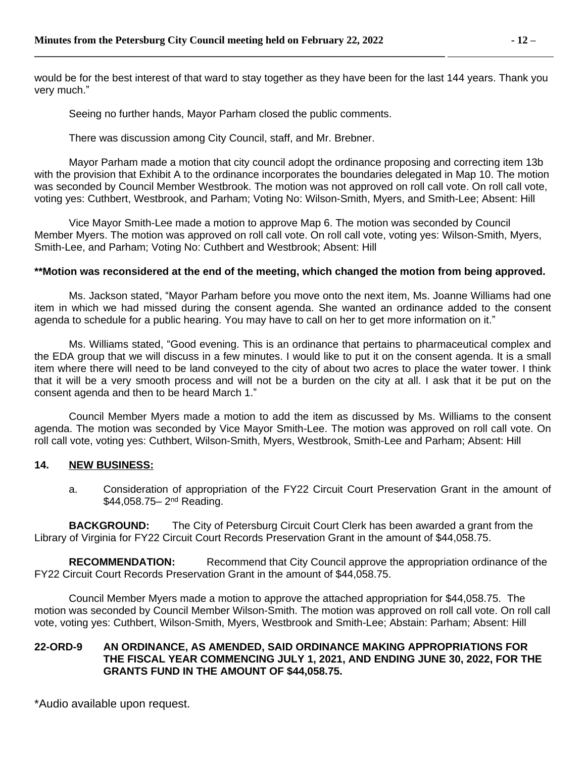would be for the best interest of that ward to stay together as they have been for the last 144 years. Thank you very much."

Seeing no further hands, Mayor Parham closed the public comments.

There was discussion among City Council, staff, and Mr. Brebner.

Mayor Parham made a motion that city council adopt the ordinance proposing and correcting item 13b with the provision that Exhibit A to the ordinance incorporates the boundaries delegated in Map 10. The motion was seconded by Council Member Westbrook. The motion was not approved on roll call vote. On roll call vote, voting yes: Cuthbert, Westbrook, and Parham; Voting No: Wilson-Smith, Myers, and Smith-Lee; Absent: Hill

Vice Mayor Smith-Lee made a motion to approve Map 6. The motion was seconded by Council Member Myers. The motion was approved on roll call vote. On roll call vote, voting yes: Wilson-Smith, Myers, Smith-Lee, and Parham; Voting No: Cuthbert and Westbrook; Absent: Hill

**\*\*Motion was reconsidered at the end of the meeting, which changed the motion from being approved.**

Ms. Jackson stated, "Mayor Parham before you move onto the next item, Ms. Joanne Williams had one item in which we had missed during the consent agenda. She wanted an ordinance added to the consent agenda to schedule for a public hearing. You may have to call on her to get more information on it."

Ms. Williams stated, "Good evening. This is an ordinance that pertains to pharmaceutical complex and the EDA group that we will discuss in a few minutes. I would like to put it on the consent agenda. It is a small item where there will need to be land conveyed to the city of about two acres to place the water tower. I think that it will be a very smooth process and will not be a burden on the city at all. I ask that it be put on the consent agenda and then to be heard March 1."

Council Member Myers made a motion to add the item as discussed by Ms. Williams to the consent agenda. The motion was seconded by Vice Mayor Smith-Lee. The motion was approved on roll call vote. On roll call vote, voting yes: Cuthbert, Wilson-Smith, Myers, Westbrook, Smith-Lee and Parham; Absent: Hill

## 14. NEW BUSINESS:

a. Consideration of appropriation of the FY22 Circuit Court Preservation Grant in the amount of $44,058.75– 2nd Reading.

**BACKGROUND:** The City of Petersburg Circuit Court Clerk has been awarded a grant from the Library of Virginia for FY22 Circuit Court Records Preservation Grant in the amount of $44,058.75.

**RECOMMENDATION:** Recommend that City Council approve the appropriation ordinance of the FY22 Circuit Court Records Preservation Grant in the amount of $44,058.75.

Council Member Myers made a motion to approve the attached appropriation for $44,058.75. The motion was seconded by Council Member Wilson-Smith. The motion was approved on roll call vote. On roll call vote, voting yes: Cuthbert, Wilson-Smith, Myers, Westbrook and Smith-Lee; Abstain: Parham; Absent: Hill

**22-ORD-9 AN ORDINANCE, AS AMENDED, SAID ORDINANCE MAKING APPROPRIATIONS FOR THE FISCAL YEAR COMMENCING JULY 1, 2021, AND ENDING JUNE 30, 2022, FOR THE GRANTS FUND IN THE AMOUNT OF $44,058.75.**

\*Audio available upon request.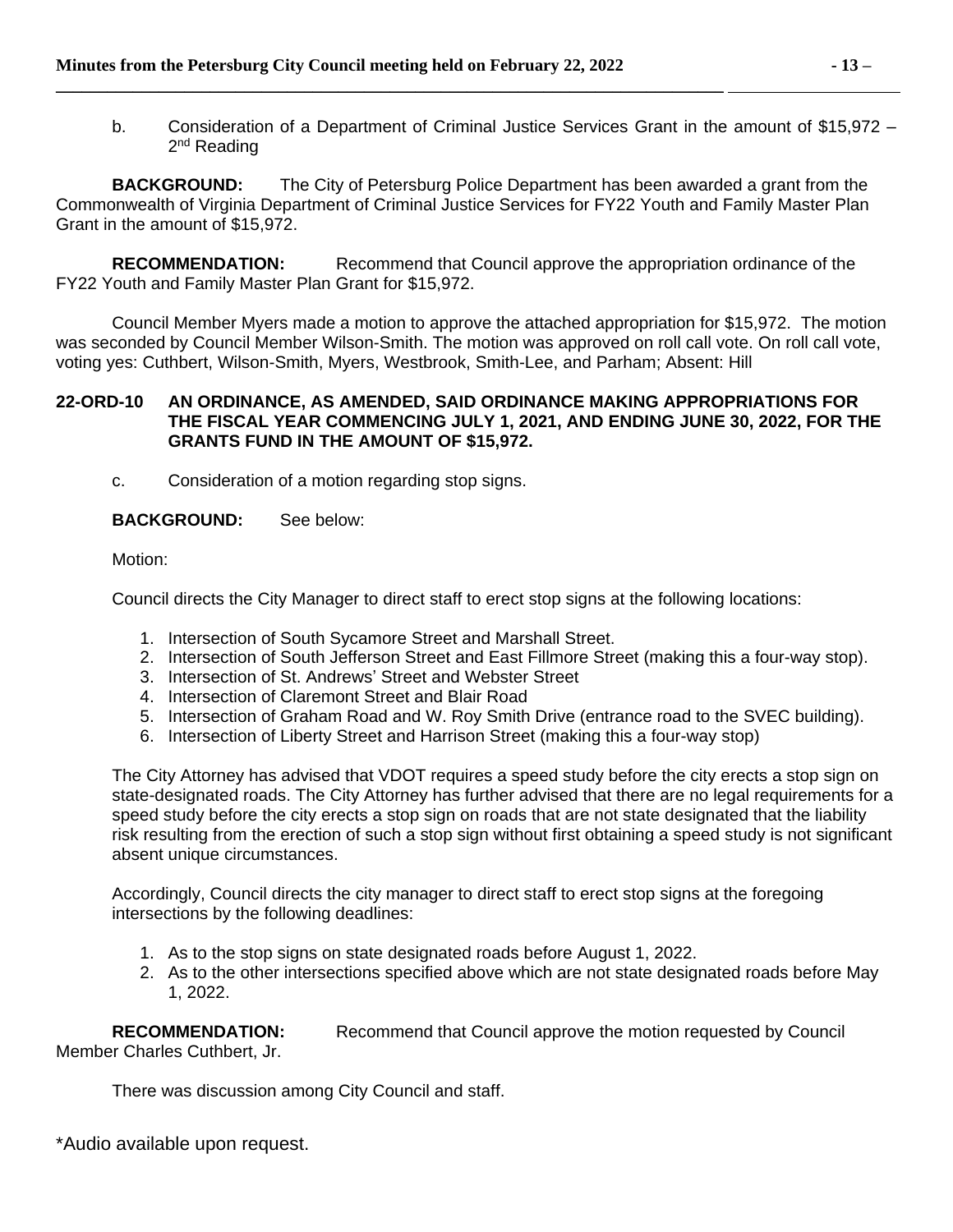b. Consideration of a Department of Criminal Justice Services Grant in the amount of $15,972 – 2nd Reading

**BACKGROUND:** The City of Petersburg Police Department has been awarded a grant from the Commonwealth of Virginia Department of Criminal Justice Services for FY22 Youth and Family Master Plan Grant in the amount of $15,972.

**RECOMMENDATION:** Recommend that Council approve the appropriation ordinance of the FY22 Youth and Family Master Plan Grant for $15,972.

Council Member Myers made a motion to approve the attached appropriation for $15,972. The motion was seconded by Council Member Wilson-Smith. The motion was approved on roll call vote. On roll call vote, voting yes: Cuthbert, Wilson-Smith, Myers, Westbrook, Smith-Lee, and Parham; Absent: Hill

**22-ORD-10 AN ORDINANCE, AS AMENDED, SAID ORDINANCE MAKING APPROPRIATIONS FOR THE FISCAL YEAR COMMENCING JULY 1, 2021, AND ENDING JUNE 30, 2022, FOR THE GRANTS FUND IN THE AMOUNT OF $15,972.**

c. Consideration of a motion regarding stop signs.

**BACKGROUND:** See below:

Motion:

Council directs the City Manager to direct staff to erect stop signs at the following locations:

1. Intersection of South Sycamore Street and Marshall Street.
2. Intersection of South Jefferson Street and East Fillmore Street (making this a four-way stop).
3. Intersection of St. Andrews' Street and Webster Street
4. Intersection of Claremont Street and Blair Road
5. Intersection of Graham Road and W. Roy Smith Drive (entrance road to the SVEC building).
6. Intersection of Liberty Street and Harrison Street (making this a four-way stop)

The City Attorney has advised that VDOT requires a speed study before the city erects a stop sign on state-designated roads. The City Attorney has further advised that there are no legal requirements for a speed study before the city erects a stop sign on roads that are not state designated that the liability risk resulting from the erection of such a stop sign without first obtaining a speed study is not significant absent unique circumstances.

Accordingly, Council directs the city manager to direct staff to erect stop signs at the foregoing intersections by the following deadlines:

1. As to the stop signs on state designated roads before August 1, 2022.
2. As to the other intersections specified above which are not state designated roads before May 1, 2022.

**RECOMMENDATION:** Recommend that Council approve the motion requested by Council Member Charles Cuthbert, Jr.

There was discussion among City Council and staff.

*Audio available upon request.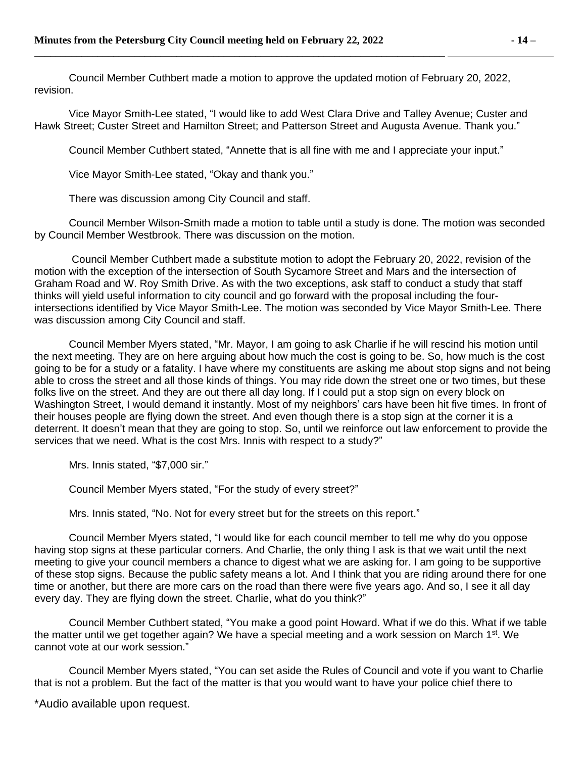Council Member Cuthbert made a motion to approve the updated motion of February 20, 2022, revision.

Vice Mayor Smith-Lee stated, "I would like to add West Clara Drive and Talley Avenue; Custer and Hawk Street; Custer Street and Hamilton Street; and Patterson Street and Augusta Avenue. Thank you."

Council Member Cuthbert stated, "Annette that is all fine with me and I appreciate your input."

Vice Mayor Smith-Lee stated, "Okay and thank you."

There was discussion among City Council and staff.

Council Member Wilson-Smith made a motion to table until a study is done. The motion was seconded by Council Member Westbrook. There was discussion on the motion.

Council Member Cuthbert made a substitute motion to adopt the February 20, 2022, revision of the motion with the exception of the intersection of South Sycamore Street and Mars and the intersection of Graham Road and W. Roy Smith Drive. As with the two exceptions, ask staff to conduct a study that staff thinks will yield useful information to city council and go forward with the proposal including the four-intersections identified by Vice Mayor Smith-Lee. The motion was seconded by Vice Mayor Smith-Lee. There was discussion among City Council and staff.

Council Member Myers stated, "Mr. Mayor, I am going to ask Charlie if he will rescind his motion until the next meeting. They are on here arguing about how much the cost is going to be. So, how much is the cost going to be for a study or a fatality. I have where my constituents are asking me about stop signs and not being able to cross the street and all those kinds of things. You may ride down the street one or two times, but these folks live on the street. And they are out there all day long. If I could put a stop sign on every block on Washington Street, I would demand it instantly. Most of my neighbors' cars have been hit five times. In front of their houses people are flying down the street. And even though there is a stop sign at the corner it is a deterrent. It doesn't mean that they are going to stop. So, until we reinforce out law enforcement to provide the services that we need. What is the cost Mrs. Innis with respect to a study?"

Mrs. Innis stated, "$7,000 sir."

Council Member Myers stated, "For the study of every street?"

Mrs. Innis stated, "No. Not for every street but for the streets on this report."

Council Member Myers stated, "I would like for each council member to tell me why do you oppose having stop signs at these particular corners. And Charlie, the only thing I ask is that we wait until the next meeting to give your council members a chance to digest what we are asking for. I am going to be supportive of these stop signs. Because the public safety means a lot. And I think that you are riding around there for one time or another, but there are more cars on the road than there were five years ago. And so, I see it all day every day. They are flying down the street. Charlie, what do you think?"

Council Member Cuthbert stated, "You make a good point Howard. What if we do this. What if we table the matter until we get together again? We have a special meeting and a work session on March 1st. We cannot vote at our work session."

Council Member Myers stated, "You can set aside the Rules of Council and vote if you want to Charlie that is not a problem. But the fact of the matter is that you would want to have your police chief there to

*Audio available upon request.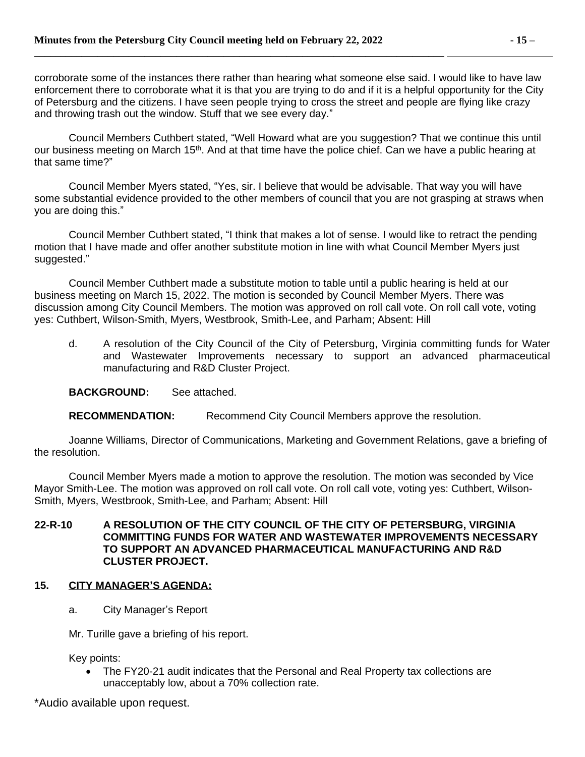corroborate some of the instances there rather than hearing what someone else said. I would like to have law enforcement there to corroborate what it is that you are trying to do and if it is a helpful opportunity for the City of Petersburg and the citizens. I have seen people trying to cross the street and people are flying like crazy and throwing trash out the window. Stuff that we see every day."

Council Members Cuthbert stated, "Well Howard what are you suggestion? That we continue this until our business meeting on March 15th. And at that time have the police chief. Can we have a public hearing at that same time?"

Council Member Myers stated, "Yes, sir. I believe that would be advisable. That way you will have some substantial evidence provided to the other members of council that you are not grasping at straws when you are doing this."

Council Member Cuthbert stated, "I think that makes a lot of sense. I would like to retract the pending motion that I have made and offer another substitute motion in line with what Council Member Myers just suggested."

Council Member Cuthbert made a substitute motion to table until a public hearing is held at our business meeting on March 15, 2022. The motion is seconded by Council Member Myers. There was discussion among City Council Members. The motion was approved on roll call vote. On roll call vote, voting yes: Cuthbert, Wilson-Smith, Myers, Westbrook, Smith-Lee, and Parham; Absent: Hill

d. A resolution of the City Council of the City of Petersburg, Virginia committing funds for Water and Wastewater Improvements necessary to support an advanced pharmaceutical manufacturing and R&D Cluster Project.

**BACKGROUND:** See attached.

**RECOMMENDATION:** Recommend City Council Members approve the resolution.

Joanne Williams, Director of Communications, Marketing and Government Relations, gave a briefing of the resolution.

Council Member Myers made a motion to approve the resolution. The motion was seconded by Vice Mayor Smith-Lee. The motion was approved on roll call vote. On roll call vote, voting yes: Cuthbert, Wilson-Smith, Myers, Westbrook, Smith-Lee, and Parham; Absent: Hill

**22-R-10 A RESOLUTION OF THE CITY COUNCIL OF THE CITY OF PETERSBURG, VIRGINIA COMMITTING FUNDS FOR WATER AND WASTEWATER IMPROVEMENTS NECESSARY TO SUPPORT AN ADVANCED PHARMACEUTICAL MANUFACTURING AND R&D CLUSTER PROJECT.**

## 15. CITY MANAGER'S AGENDA:

a. City Manager's Report

Mr. Turille gave a briefing of his report.

Key points:

- The FY20-21 audit indicates that the Personal and Real Property tax collections are unacceptably low, about a 70% collection rate.

*Audio available upon request.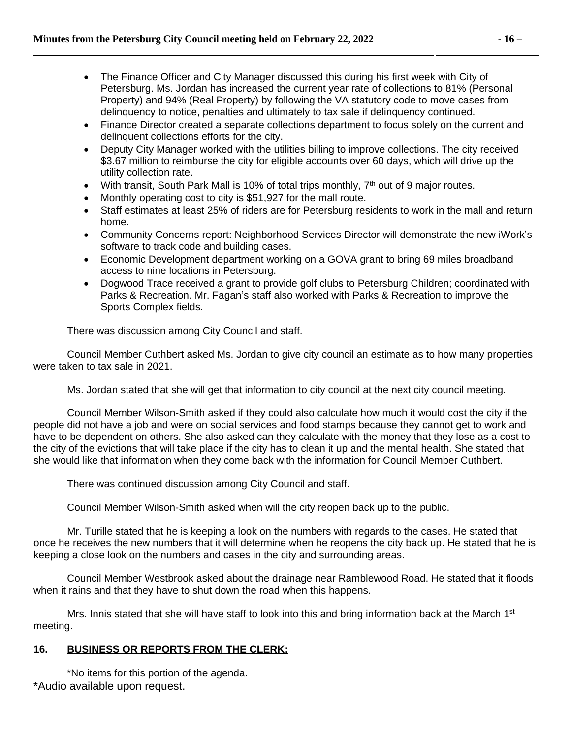- The Finance Officer and City Manager discussed this during his first week with City of Petersburg. Ms. Jordan has increased the current year rate of collections to 81% (Personal Property) and 94% (Real Property) by following the VA statutory code to move cases from delinquency to notice, penalties and ultimately to tax sale if delinquency continued.
- Finance Director created a separate collections department to focus solely on the current and delinquent collections efforts for the city.
- Deputy City Manager worked with the utilities billing to improve collections. The city received \$3.67 million to reimburse the city for eligible accounts over 60 days, which will drive up the utility collection rate.
- With transit, South Park Mall is 10% of total trips monthly, 7th out of 9 major routes.
- Monthly operating cost to city is \$51,927 for the mall route.
- Staff estimates at least 25% of riders are for Petersburg residents to work in the mall and return home.
- Community Concerns report: Neighborhood Services Director will demonstrate the new iWork's software to track code and building cases.
- Economic Development department working on a GOVA grant to bring 69 miles broadband access to nine locations in Petersburg.
- Dogwood Trace received a grant to provide golf clubs to Petersburg Children; coordinated with Parks & Recreation. Mr. Fagan's staff also worked with Parks & Recreation to improve the Sports Complex fields.

There was discussion among City Council and staff.

Council Member Cuthbert asked Ms. Jordan to give city council an estimate as to how many properties were taken to tax sale in 2021.

Ms. Jordan stated that she will get that information to city council at the next city council meeting.

Council Member Wilson-Smith asked if they could also calculate how much it would cost the city if the people did not have a job and were on social services and food stamps because they cannot get to work and have to be dependent on others. She also asked can they calculate with the money that they lose as a cost to the city of the evictions that will take place if the city has to clean it up and the mental health. She stated that she would like that information when they come back with the information for Council Member Cuthbert.

There was continued discussion among City Council and staff.

Council Member Wilson-Smith asked when will the city reopen back up to the public.

Mr. Turille stated that he is keeping a look on the numbers with regards to the cases. He stated that once he receives the new numbers that it will determine when he reopens the city back up. He stated that he is keeping a close look on the numbers and cases in the city and surrounding areas.

Council Member Westbrook asked about the drainage near Ramblewood Road. He stated that it floods when it rains and that they have to shut down the road when this happens.

Mrs. Innis stated that she will have staff to look into this and bring information back at the March 1st meeting.

## 16. BUSINESS OR REPORTS FROM THE CLERK:

*No items for this portion of the agenda.

*Audio available upon request.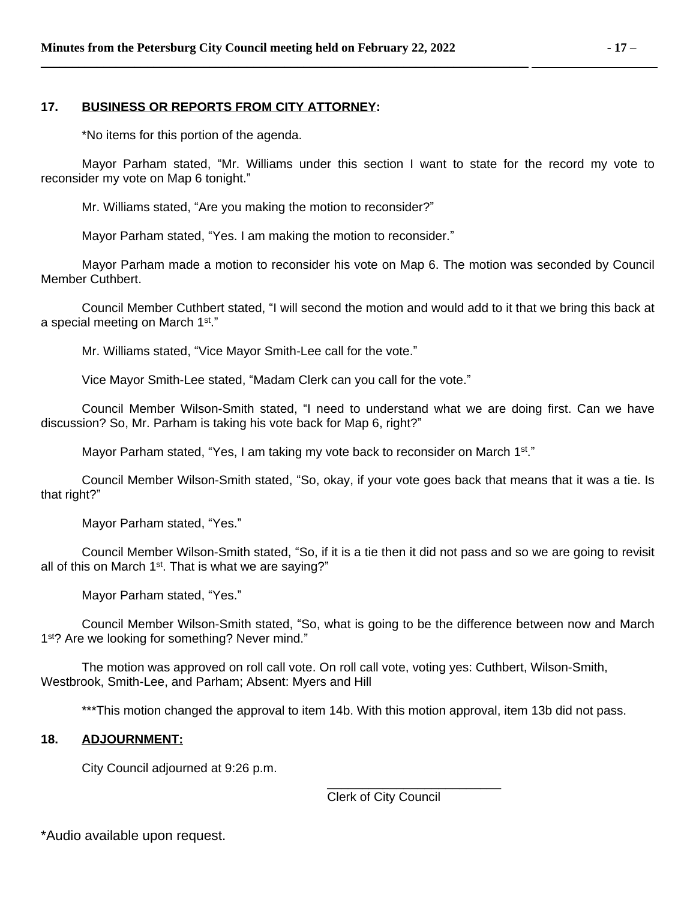## 17. BUSINESS OR REPORTS FROM CITY ATTORNEY:

*No items for this portion of the agenda.

Mayor Parham stated, "Mr. Williams under this section I want to state for the record my vote to reconsider my vote on Map 6 tonight."

Mr. Williams stated, "Are you making the motion to reconsider?"

Mayor Parham stated, "Yes. I am making the motion to reconsider."

Mayor Parham made a motion to reconsider his vote on Map 6. The motion was seconded by Council Member Cuthbert.

Council Member Cuthbert stated, "I will second the motion and would add to it that we bring this back at a special meeting on March 1st."

Mr. Williams stated, "Vice Mayor Smith-Lee call for the vote."

Vice Mayor Smith-Lee stated, "Madam Clerk can you call for the vote."

Council Member Wilson-Smith stated, "I need to understand what we are doing first. Can we have discussion? So, Mr. Parham is taking his vote back for Map 6, right?"

Mayor Parham stated, "Yes, I am taking my vote back to reconsider on March 1st."

Council Member Wilson-Smith stated, "So, okay, if your vote goes back that means that it was a tie. Is that right?"

Mayor Parham stated, "Yes."

Council Member Wilson-Smith stated, "So, if it is a tie then it did not pass and so we are going to revisit all of this on March 1st. That is what we are saying?"

Mayor Parham stated, "Yes."

Council Member Wilson-Smith stated, "So, what is going to be the difference between now and March 1st? Are we looking for something? Never mind."

The motion was approved on roll call vote. On roll call vote, voting yes: Cuthbert, Wilson-Smith, Westbrook, Smith-Lee, and Parham; Absent: Myers and Hill

***This motion changed the approval to item 14b. With this motion approval, item 13b did not pass.

## 18. ADJOURNMENT:

City Council adjourned at 9:26 p.m.

_________________________
Clerk of City Council

*Audio available upon request.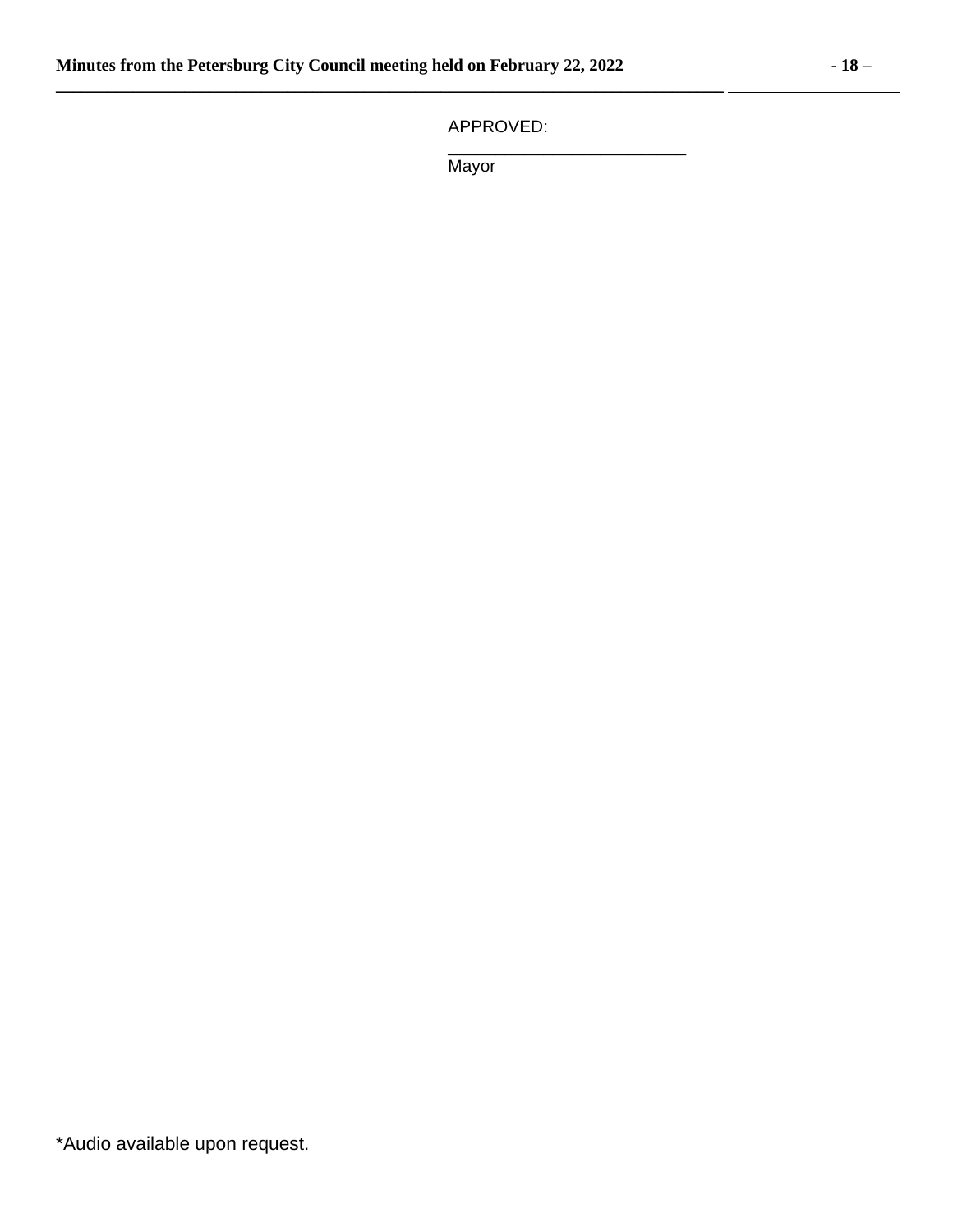APPROVED:

\_\_\_\_\_\_\_\_\_\_\_\_\_\_\_\_\_\_\_\_\_\_\_\_\_\_
Mayor

*Audio available upon request.